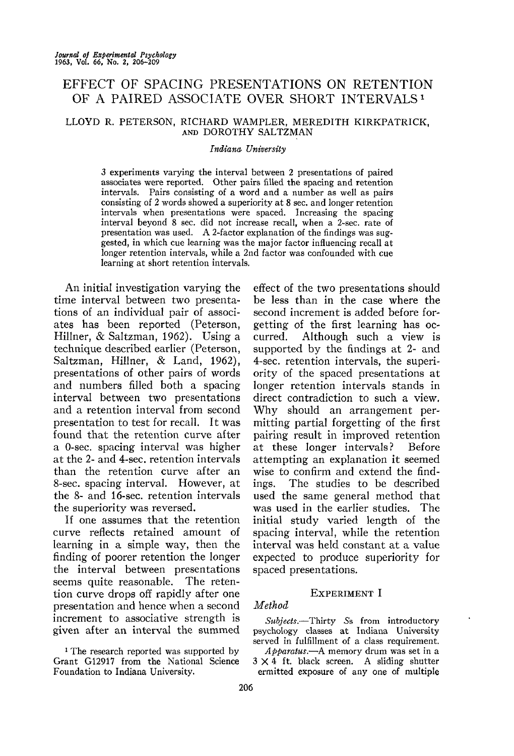# EFFECT OF SPACING PRESENTATIONS ON RETENTION OF A PAIRED ASSOCIATE OVER SHORT INTERVALS [1]

LLOYD R. PETERSON, RICHARD WAMPLER, MEREDITH KIRKPATRICK, AND DOROTHY SALTZMAN

*Indiana University*

3 experiments varying the interval between 2 presentations of paired associates were reported. Other pairs filled the spacing and retention intervals. Pairs consisting of a word and a number as well as pairs consisting of 2 words showed a superiority at 8 sec. and longer retention intervals when presentations were spaced. Increasing the spacing interval beyond 8 sec. did not increase recall, when a 2-sec. rate of presentation was used. A 2-factor explanation of the findings was suggested, in which cue learning was the major factor influencing recall at longer retention intervals, while a 2nd factor was confounded with cue learning at short retention intervals.

An initial investigation varying the time interval between two presentations of an individual pair of associates has been reported (Peterson, Hillner, & Saltzman, 1962). Using a technique described earlier (Peterson, Saltzman, Hillner, & Land, 1962), presentations of other pairs of words and numbers filled both a spacing interval between two presentations and a retention interval from second presentation to test for recall. It was found that the retention curve after a 0-sec. spacing interval was higher at the 2- and 4-sec. retention intervals than the retention curve after an 8-sec. spacing interval. However, at the 8- and 16-sec. retention intervals the superiority was reversed.

If one assumes that the retention curve reflects retained amount of learning in a simple way, then the finding of poorer retention the longer the interval between presentations seems quite reasonable. The retention curve drops off rapidly after one presentation and hence when a second increment to associative strength is given after an interval the summed effect of the two presentations should be less than in the case where the second increment is added before forgetting of the first learning has occurred. Although such a view is supported by the findings at 2- and 4-sec. retention intervals, the superiority of the spaced presentations at longer retention intervals stands in direct contradiction to such a view. Why should an arrangement permitting partial forgetting of the first pairing result in improved retention at these longer intervals? Before attempting an explanation it seemed wise to confirm and extend the findings. The studies to be described used the same general method that was used in the earlier studies. The initial study varied length of the spacing interval, while the retention interval was held constant at a value expected to produce superiority for spaced presentations.

## EXPERIMENT I

### *Method*

*Subjects.*—Thirty *S*s from introductory psychology classes at Indiana University served in fulfillment of a class requirement.

*Apparatus.*—A memory drum was set in a 3 × 4 ft. black screen. A sliding shutter ermitted exposure of any one of multiple

[1] The research reported was supported by Grant G12917 from the National Science Foundation to Indiana University.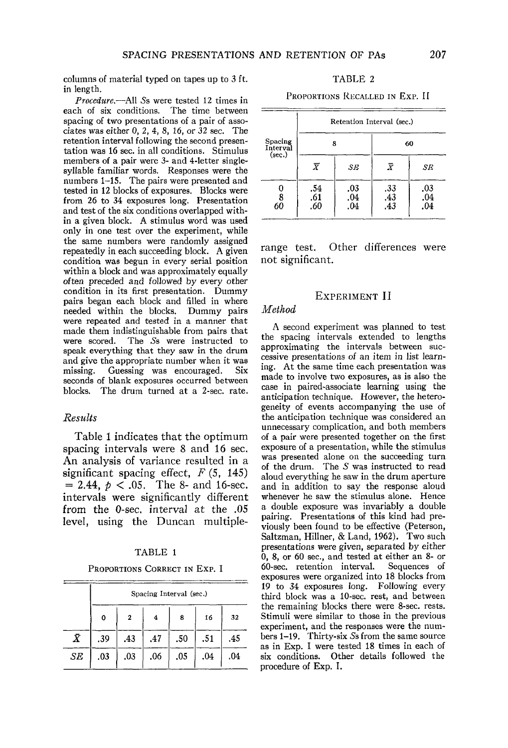columns of material typed on tapes up to 3 ft. in length.

*Procedure.*—All *S*s were tested 12 times in each of six conditions. The time between spacing of two presentations of a pair of associates was either 0, 2, 4, 8, 16, or 32 sec. The retention interval following the second presentation was 16 sec. in all conditions. Stimulus members of a pair were 3- and 4-letter single-syllable familiar words. Responses were the numbers 1–15. The pairs were presented and tested in 12 blocks of exposures. Blocks were from 26 to 34 exposures long. Presentation and test of the six conditions overlapped within a given block. A stimulus word was used only in one test over the experiment, while the same numbers were randomly assigned repeatedly in each succeeding block. A given condition was begun in every serial position within a block and was approximately equally often preceded and followed by every other condition in its first presentation. Dummy pairs began each block and filled in where needed within the blocks. Dummy pairs were repeated and tested in a manner that made them indistinguishable from pairs that were scored. The *S*s were instructed to speak everything that they saw in the drum and give the appropriate number when it was missing. Guessing was encouraged. Six seconds of blank exposures occurred between blocks. The drum turned at a 2-sec. rate.

### *Results*

Table 1 indicates that the optimum spacing intervals were 8 and 16 sec. An analysis of variance resulted in a significant spacing effect, $F\ (5, 145) = 2.44$, $p < .05$. The 8- and 16-sec. intervals were significantly different from the 0-sec. interval at the .05 level, using the Duncan multiple-range test. Other differences were not significant.

TABLE 1

Proportions Correct in Exp. I

| | Spacing Interval (sec.) | | | | | |
|---|---|---|---|---|---|---|
| | 0 | 2 | 4 | 8 | 16 | 32 |
| $\bar{X}$ | .39 | .43 | .47 | .50 | .51 | .45 |
| *SE* | .03 | .03 | .06 | .05 | .04 | .04 |

TABLE 2

Proportions Recalled in Exp. II

| Spacing Interval (sec.) | Retention Interval (sec.) | | | |
|---|---|---|---|---|
| | 8 | | 60 | |
| | $\bar{X}$ | *SE* | $\bar{X}$ | *SE* |
| 0 | .54 | .03 | .33 | .03 |
| 8 | .61 | .04 | .43 | .04 |
| 60 | .60 | .04 | .43 | .04 |

## Experiment II

### *Method*

A second experiment was planned to test the spacing intervals extended to lengths approximating the intervals between successive presentations of an item in list learning. At the same time each presentation was made to involve two exposures, as is also the case in paired-associate learning using the anticipation technique. However, the heterogeneity of events accompanying the use of the anticipation technique was considered an unnecessary complication, and both members of a pair were presented together on the first exposure of a presentation, while the stimulus was presented alone on the succeeding turn of the drum. The *S* was instructed to read aloud everything he saw in the drum aperture and in addition to say the response aloud whenever he saw the stimulus alone. Hence a double exposure was invariably a double pairing. Presentations of this kind had previously been found to be effective (Peterson, Saltzman, Hillner, & Land, 1962). Two such presentations were given, separated by either 0, 8, or 60 sec., and tested at either an 8- or 60-sec. retention interval. Sequences of exposures were organized into 18 blocks from 19 to 34 exposures long. Following every third block was a 10-sec. rest, and between the remaining blocks there were 8-sec. rests. Stimuli were similar to those in the previous experiment, and the responses were the numbers 1–19. Thirty-six *S*s from the same source as in Exp. I were tested 18 times in each of six conditions. Other details followed the procedure of Exp. I.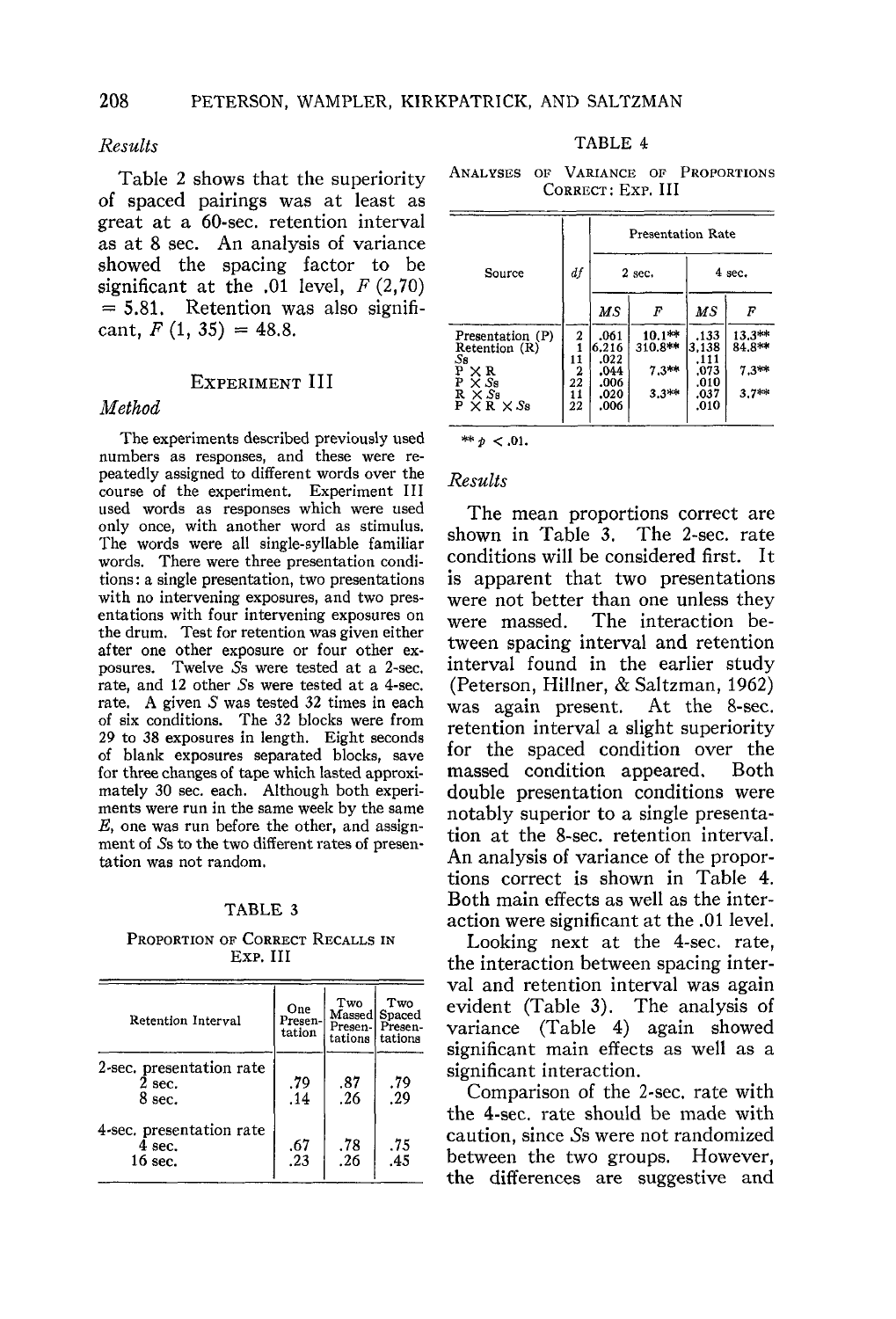### Results

Table 2 shows that the superiority of spaced pairings was at least as great at a 60-sec. retention interval as at 8 sec. An analysis of variance showed the spacing factor to be significant at the .01 level, $F(2,70) = 5.81$. Retention was also significant, $F(1, 35) = 48.8$.

## Experiment III

### Method

The experiments described previously used numbers as responses, and these were repeatedly assigned to different words over the course of the experiment. Experiment III used words as responses which were used only once, with another word as stimulus. The words were all single-syllable familiar words. There were three presentation conditions: a single presentation, two presentations with no intervening exposures, and two presentations with four intervening exposures on the drum. Test for retention was given either after one other exposure or four other exposures. Twelve *S*s were tested at a 2-sec. rate, and 12 other *S*s were tested at a 4-sec. rate. A given *S* was tested 32 times in each of six conditions. The 32 blocks were from 29 to 38 exposures in length. Eight seconds of blank exposures separated blocks, save for three changes of tape which lasted approximately 30 sec. each. Although both experiments were run in the same week by the same *E*, one was run before the other, and assignment of *S*s to the two different rates of presentation was not random.

TABLE 3

PROPORTION OF CORRECT RECALLS IN EXP. III

| Retention Interval | One Presentation | Two Massed Presentations | Two Spaced Presentations |
|---|---|---|---|
| 2-sec. presentation rate | | | |
| 2 sec. | .79 | .87 | .79 |
| 8 sec. | .14 | .26 | .29 |
| 4-sec. presentation rate | | | |
| 4 sec. | .67 | .78 | .75 |
| 16 sec. | .23 | .26 | .45 |

TABLE 4

ANALYSES OF VARIANCE OF PROPORTIONS CORRECT: EXP. III

| Source | *df* | Presentation Rate | | | |
|---|---|---|---|---|---|
| | | 2 sec. | | 4 sec. | |
| | | *MS* | *F* | *MS* | *F* |
| Presentation (P) | 2 | .061 | 10.1** | .133 | 13.3** |
| Retention (R) | 1 | 6.216 | 310.8** | 3.138 | 84.8** |
| *Ss* | 11 | .022 | | .111 | |
| P × R | 2 | .044 | 7.3** | .073 | 7.3** |
| P × *Ss* | 22 | .006 | | .010 | |
| R × *Ss* | 11 | .020 | 3.3** | .037 | 3.7** |
| P × R × *Ss* | 22 | .006 | | .010 | |

** $p < .01$.

### Results

The mean proportions correct are shown in Table 3. The 2-sec. rate conditions will be considered first. It is apparent that two presentations were not better than one unless they were massed. The interaction between spacing interval and retention interval found in the earlier study (Peterson, Hillner, & Saltzman, 1962) was again present. At the 8-sec. retention interval a slight superiority for the spaced condition over the massed condition appeared. Both double presentation conditions were notably superior to a single presentation at the 8-sec. retention interval. An analysis of variance of the proportions correct is shown in Table 4. Both main effects as well as the interaction were significant at the .01 level.

Looking next at the 4-sec. rate, the interaction between spacing interval and retention interval was again evident (Table 3). The analysis of variance (Table 4) again showed significant main effects as well as a significant interaction.

Comparison of the 2-sec. rate with the 4-sec. rate should be made with caution, since *S*s were not randomized between the two groups. However, the differences are suggestive and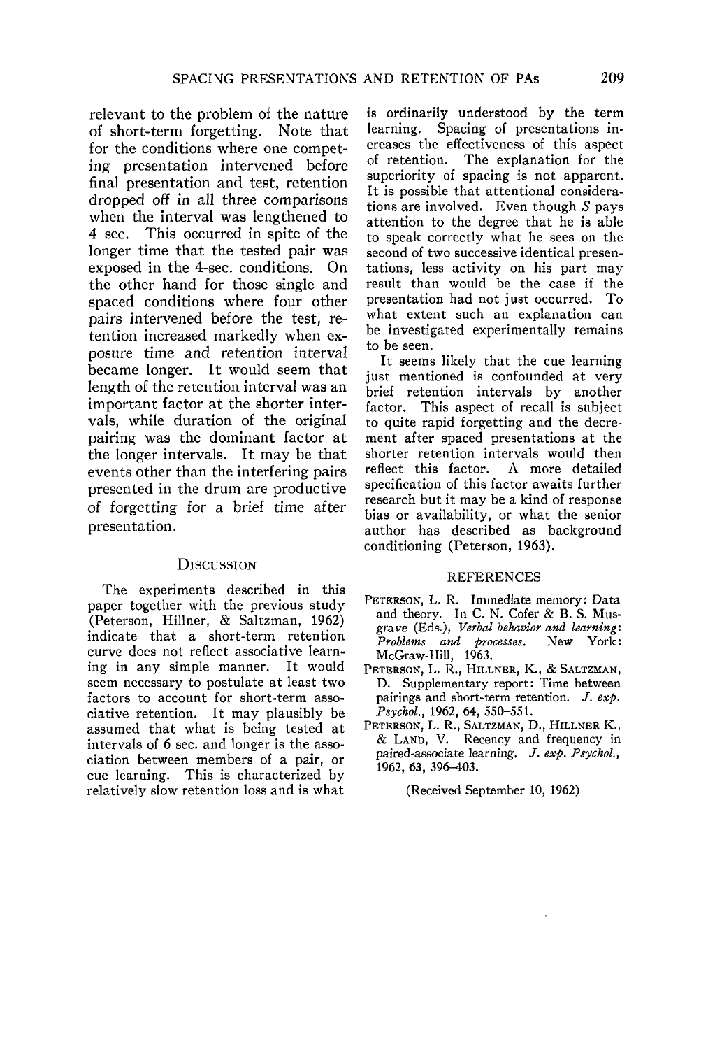relevant to the problem of the nature of short-term forgetting. Note that for the conditions where one competing presentation intervened before final presentation and test, retention dropped off in all three comparisons when the interval was lengthened to 4 sec. This occurred in spite of the longer time that the tested pair was exposed in the 4-sec. conditions. On the other hand for those single and spaced conditions where four other pairs intervened before the test, retention increased markedly when exposure time and retention interval became longer. It would seem that length of the retention interval was an important factor at the shorter intervals, while duration of the original pairing was the dominant factor at the longer intervals. It may be that events other than the interfering pairs presented in the drum are productive of forgetting for a brief time after presentation.

## Discussion

The experiments described in this paper together with the previous study (Peterson, Hillner, & Saltzman, 1962) indicate that a short-term retention curve does not reflect associative learning in any simple manner. It would seem necessary to postulate at least two factors to account for short-term associative retention. It may plausibly be assumed that what is being tested at intervals of 6 sec. and longer is the association between members of a pair, or cue learning. This is characterized by relatively slow retention loss and is what is ordinarily understood by the term learning. Spacing of presentations increases the effectiveness of this aspect of retention. The explanation for the superiority of spacing is not apparent. It is possible that attentional considerations are involved. Even though *S* pays attention to the degree that he is able to speak correctly what he sees on the second of two successive identical presentations, less activity on his part may result than would be the case if the presentation had not just occurred. To what extent such an explanation can be investigated experimentally remains to be seen.

It seems likely that the cue learning just mentioned is confounded at very brief retention intervals by another factor. This aspect of recall is subject to quite rapid forgetting and the decrement after spaced presentations at the shorter retention intervals would then reflect this factor. A more detailed specification of this factor awaits further research but it may be a kind of response bias or availability, or what the senior author has described as background conditioning (Peterson, 1963).

## References

Peterson, L. R. Immediate memory: Data and theory. In C. N. Cofer & B. S. Musgrave (Eds.), *Verbal behavior and learning: Problems and processes.* New York: McGraw-Hill, 1963.

Peterson, L. R., Hillner, K., & Saltzman, D. Supplementary report: Time between pairings and short-term retention. *J. exp. Psychol.*, 1962, **64**, 550–551.

Peterson, L. R., Saltzman, D., Hillner K., & Land, V. Recency and frequency in paired-associate learning. *J. exp. Psychol.*, 1962, **63**, 396–403.

(Received September 10, 1962)